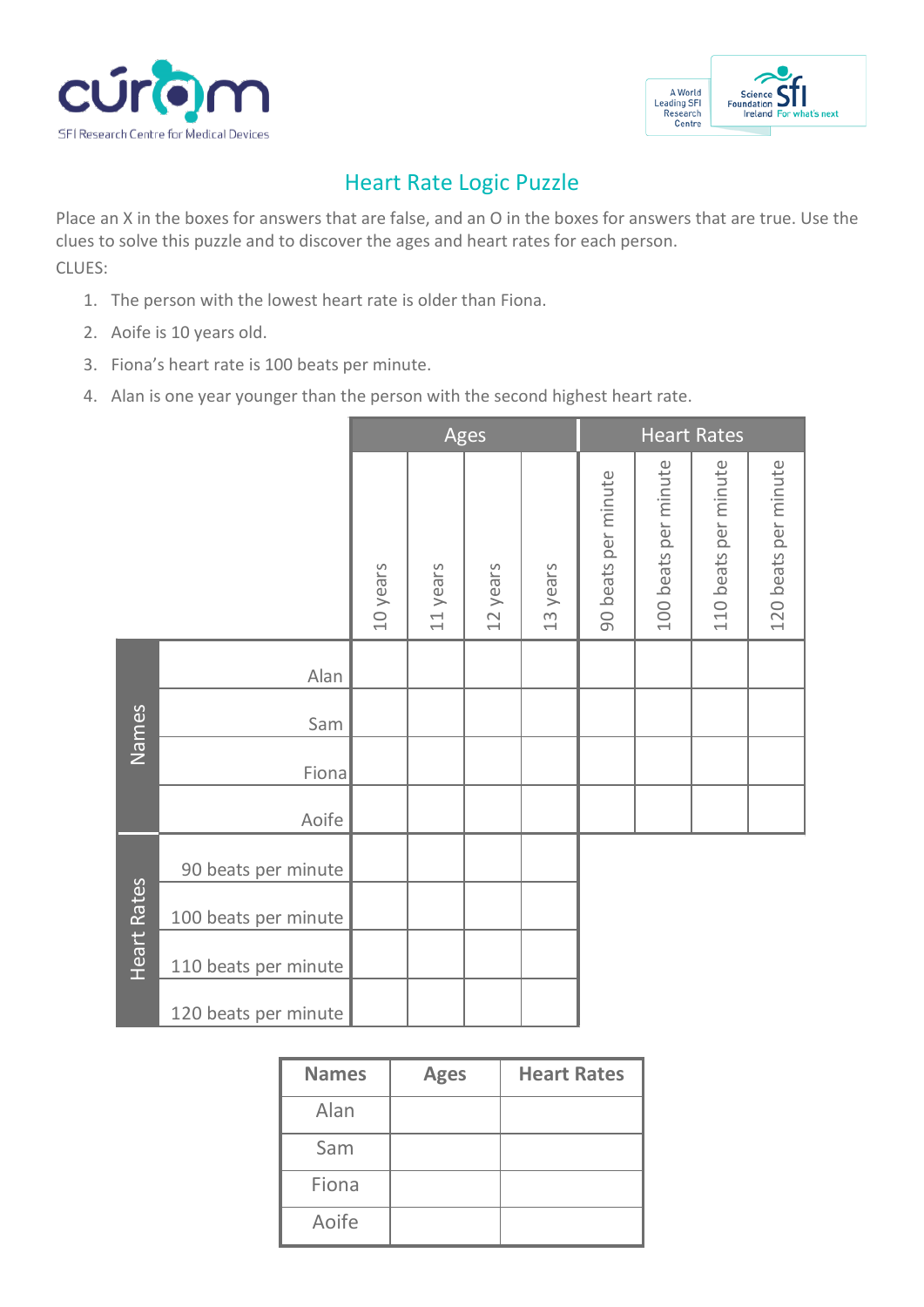# Heart Rate Logic Puzzle

Place an X in the boxes for answers that are false, and an O in the boxes for answers that are true. Use the clues to solve this puzzle and to discover the ages and heart rates for each person.

CLUES:

1. The person with the lowest heart rate is older than Fiona.
2. Aoife is 10 years old.
3. Fiona's heart rate is 100 beats per minute.
4. Alan is one year younger than the person with the second highest heart rate.

| | | Ages | | | | Heart Rates | | | |
|---|---|---|---|---|---|---|---|---|---|
| | | 10 years | 11 years | 12 years | 13 years | 90 beats per minute | 100 beats per minute | 110 beats per minute | 120 beats per minute |
| Names | Alan | | | | | | | | |
| | Sam | | | | | | | | |
| | Fiona | | | | | | | | |
| | Aoife | | | | | | | | |
| Heart Rates | 90 beats per minute | | | | | | | | |
| | 100 beats per minute | | | | | | | | |
| | 110 beats per minute | | | | | | | | |
| | 120 beats per minute | | | | | | | | |

| Names | Ages | Heart Rates |
|---|---|---|
| Alan | | |
| Sam | | |
| Fiona | | |
| Aoife | | |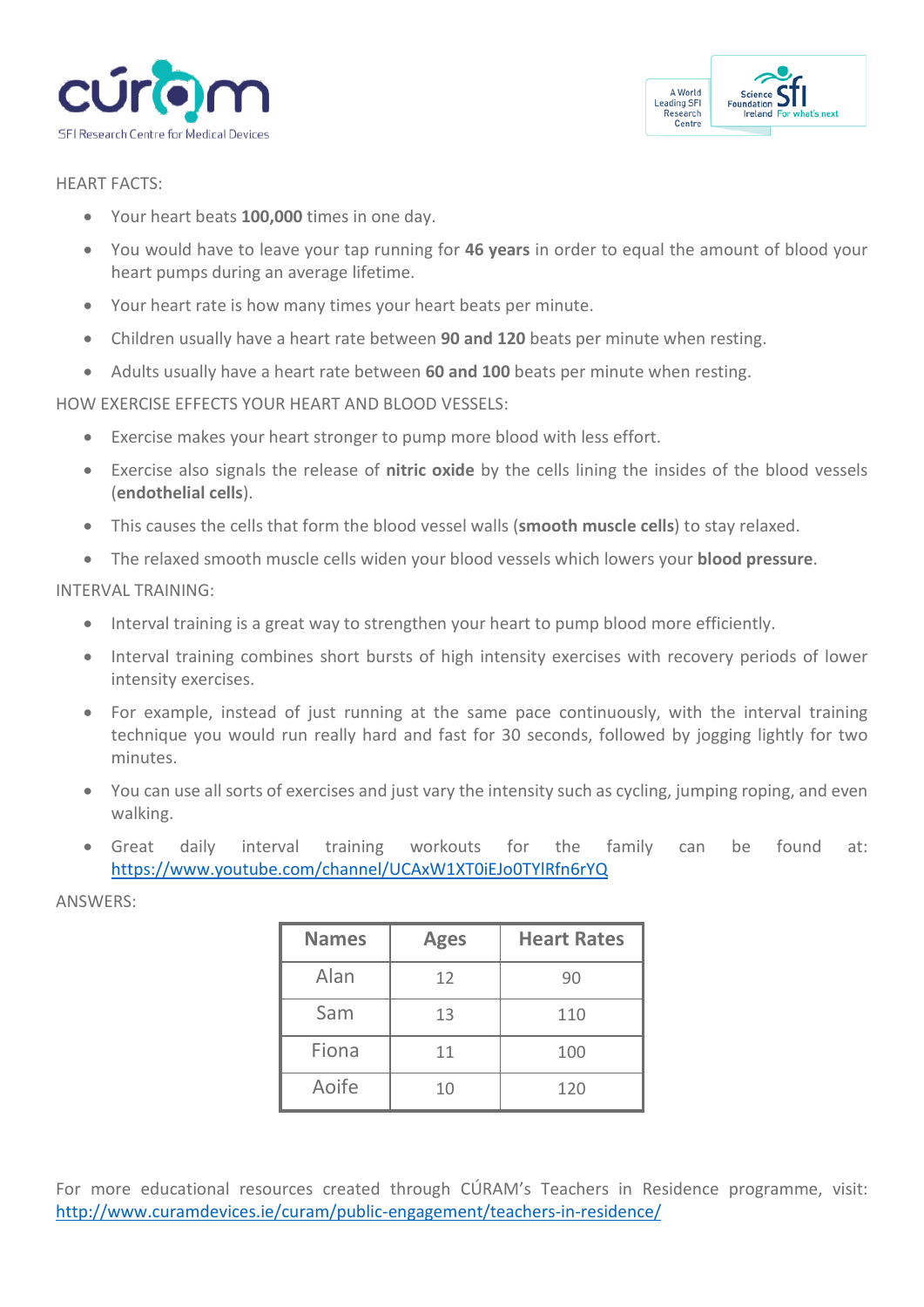HEART FACTS:

- Your heart beats **100,000** times in one day.
- You would have to leave your tap running for **46 years** in order to equal the amount of blood your heart pumps during an average lifetime.
- Your heart rate is how many times your heart beats per minute.
- Children usually have a heart rate between **90 and 120** beats per minute when resting.
- Adults usually have a heart rate between **60 and 100** beats per minute when resting.

HOW EXERCISE EFFECTS YOUR HEART AND BLOOD VESSELS:

- Exercise makes your heart stronger to pump more blood with less effort.
- Exercise also signals the release of **nitric oxide** by the cells lining the insides of the blood vessels (**endothelial cells**).
- This causes the cells that form the blood vessel walls (**smooth muscle cells**) to stay relaxed.
- The relaxed smooth muscle cells widen your blood vessels which lowers your **blood pressure**.

INTERVAL TRAINING:

- Interval training is a great way to strengthen your heart to pump blood more efficiently.
- Interval training combines short bursts of high intensity exercises with recovery periods of lower intensity exercises.
- For example, instead of just running at the same pace continuously, with the interval training technique you would run really hard and fast for 30 seconds, followed by jogging lightly for two minutes.
- You can use all sorts of exercises and just vary the intensity such as cycling, jumping roping, and even walking.
- Great daily interval training workouts for the family can be found at: https://www.youtube.com/channel/UCAxW1XT0iEJo0TYlRfn6rYQ

ANSWERS:

| Names | Ages | Heart Rates |
|---|---|---|
| Alan | 12 | 90 |
| Sam | 13 | 110 |
| Fiona | 11 | 100 |
| Aoife | 10 | 120 |

For more educational resources created through CÚRAM's Teachers in Residence programme, visit: http://www.curamdevices.ie/curam/public-engagement/teachers-in-residence/